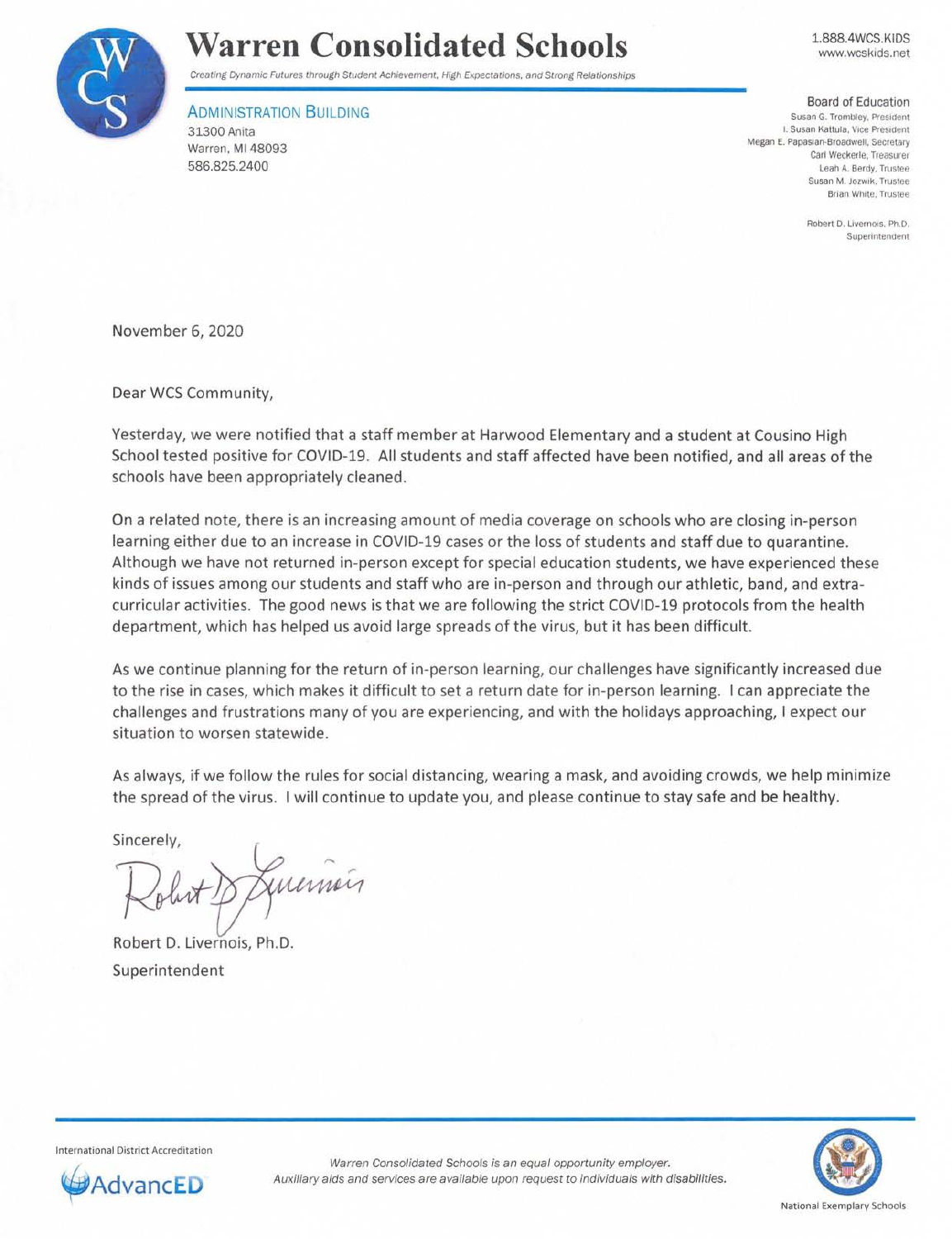# Warren Consolidated Schools

*Creating Dynamic Futures through Student Achievement, High Expectations, and Strong Relationships*

1.888.4WCS.KIDS
www.wcskids.net

ADMINISTRATION BUILDING
31300 Anita
Warren, MI 48093
586.825.2400

Board of Education
Susan G. Trombley, President
I. Susan Kattula, Vice President
Megan E. Papasian-Broadwell, Secretary
Carl Weckerle, Treasurer
Leah A. Berdy, Trustee
Susan M. Jozwik, Trustee
Brian White, Trustee

Robert D. Livernois, Ph.D.
Superintendent

November 6, 2020

Dear WCS Community,

Yesterday, we were notified that a staff member at Harwood Elementary and a student at Cousino High School tested positive for COVID-19. All students and staff affected have been notified, and all areas of the schools have been appropriately cleaned.

On a related note, there is an increasing amount of media coverage on schools who are closing in-person learning either due to an increase in COVID-19 cases or the loss of students and staff due to quarantine. Although we have not returned in-person except for special education students, we have experienced these kinds of issues among our students and staff who are in-person and through our athletic, band, and extra-curricular activities. The good news is that we are following the strict COVID-19 protocols from the health department, which has helped us avoid large spreads of the virus, but it has been difficult.

As we continue planning for the return of in-person learning, our challenges have significantly increased due to the rise in cases, which makes it difficult to set a return date for in-person learning. I can appreciate the challenges and frustrations many of you are experiencing, and with the holidays approaching, I expect our situation to worsen statewide.

As always, if we follow the rules for social distancing, wearing a mask, and avoiding crowds, we help minimize the spread of the virus. I will continue to update you, and please continue to stay safe and be healthy.

Sincerely,

Robert D. Livernois, Ph.D.
Superintendent

International District Accreditation
AdvancED

*Warren Consolidated Schools is an equal opportunity employer.*
*Auxiliary aids and services are available upon request to individuals with disabilities.*

National Exemplary Schools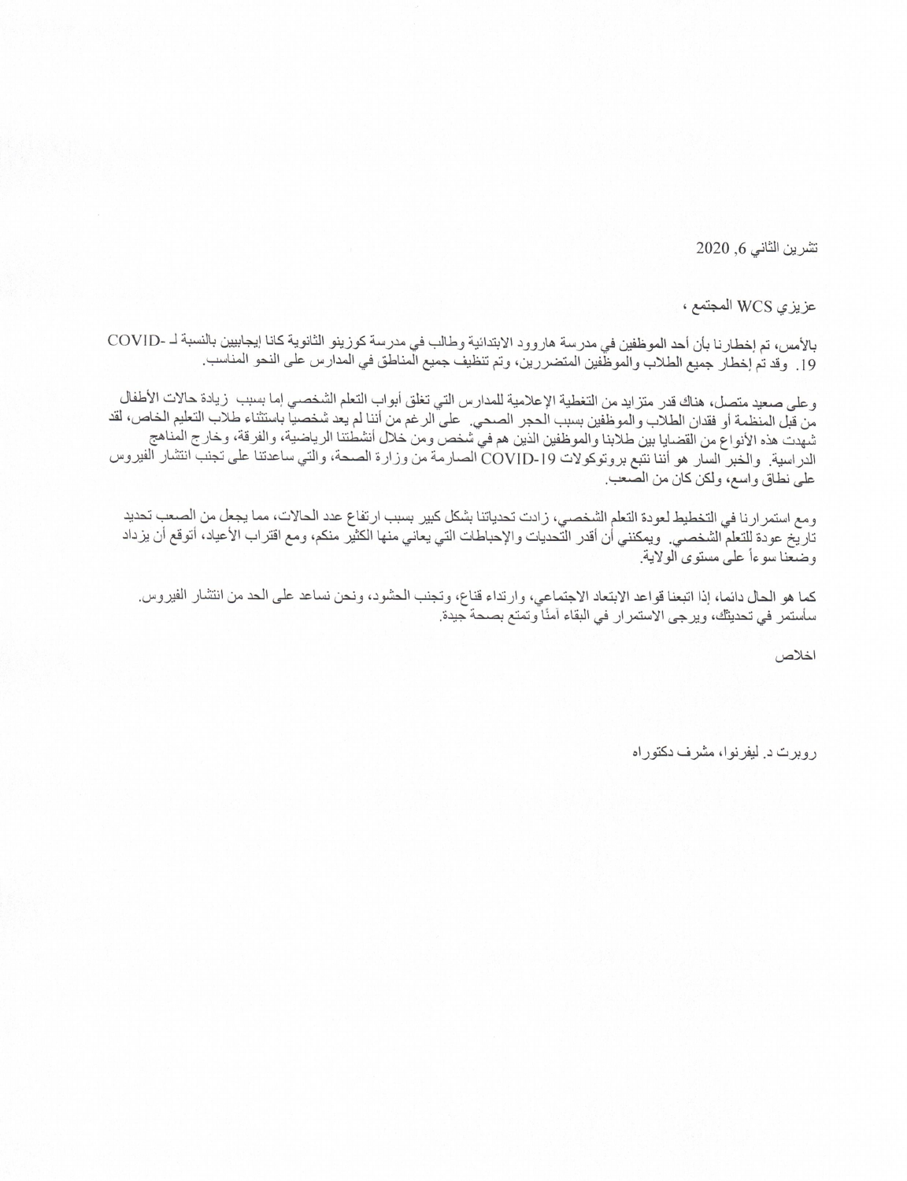تشرين الثاني 6, 2020

عزيزي WCS المجتمع ،

بالأمس، تم إخطارنا بأن أحد الموظفين في مدرسة هاروود الابتدائية وطالب في مدرسة كوزينو الثانوية كانا إيجابيين بالنسبة لـ -COVID 19. وقد تم إخطار جميع الطلاب والموظفين المتضررين، وتم تنظيف جميع المناطق في المدارس على النحو المناسب.

وعلى صعيد متصل، هناك قدر متزايد من التغطية الإعلامية للمدارس التي تغلق أبواب التعلم الشخصي إما بسبب زيادة حالات الأطفال من قبل المنظمة أو فقدان الطلاب والموظفين بسبب الحجر الصحي. على الرغم من أننا لم يعد شخصيا باستثناء طلاب التعليم الخاص، لقد شهدت هذه الأنواع من القضايا بين طلابنا والموظفين الذين هم في شخص ومن خلال أنشطتنا الرياضية، والفرقة، وخارج المناهج الدراسية. والخبر السار هو أننا نتبع بروتوكولات COVID-19 الصارمة من وزارة الصحة، والتي ساعدتنا على تجنب انتشار الفيروس على نطاق واسع، ولكن كان من الصعب.

ومع استمرارنا في التخطيط لعودة التعلم الشخصي، زادت تحدياتنا بشكل كبير بسبب ارتفاع عدد الحالات، مما يجعل من الصعب تحديد تاريخ عودة للتعلم الشخصي. ويمكنني أن أقدر التحديات والإحباطات التي يعاني منها الكثير منكم، ومع اقتراب الأعياد، أتوقع أن يزداد وضعنا سوءاً على مستوى الولاية.

كما هو الحال دائما، إذا اتبعنا قواعد الابتعاد الاجتماعي، وارتداء قناع، وتجنب الحشود، ونحن نساعد على الحد من انتشار الفيروس. سأستمر في تحديثك، ويرجى الاستمرار في البقاء آمنًا وتمتع بصحة جيدة.

اخلاص

روبرت د. ليفرنوا، مشرف دكتوراه